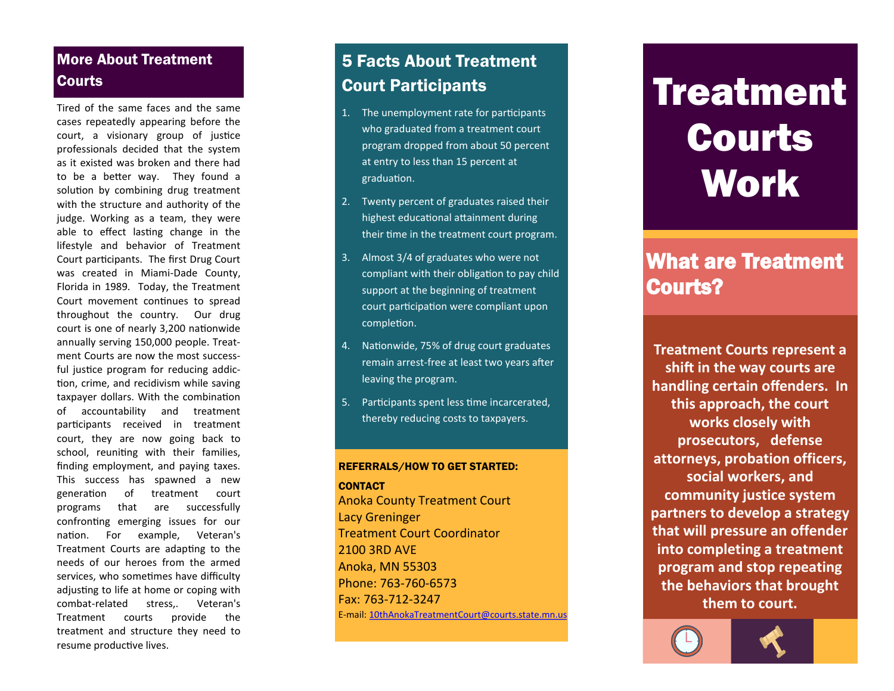## More About Treatment Courts

Tired of the same faces and the same cases repeatedly appearing before the court, a visionary group of justice professionals decided that the system as it existed was broken and there had to be a better way. They found a solution by combining drug treatment with the structure and authority of the judge. Working as a team, they were able to effect lasting change in the lifestyle and behavior of Treatment Court participants. The first Drug Court was created in Miami-Dade County, Florida in 1989. Today, the Treatment Court movement continues to spread throughout the country. Our drug court is one of nearly 3,200 nationwide annually serving 150,000 people. Treatment Courts are now the most successful justice program for reducing addiction, crime, and recidivism while saving taxpayer dollars. With the combination of accountability and treatment participants received in treatment court, they are now going back to school, reuniting with their families, finding employment, and paying taxes. This success has spawned a new generation of treatment court programs that are successfully confronting emerging issues for our nation. For example, Veteran's Treatment Courts are adapting to the needs of our heroes from the armed services, who sometimes have difficulty adjusting to life at home or coping with combat-related stress,. Veteran's Treatment courts provide the treatment and structure they need to resume productive lives.

## 5 Facts About Treatment Court Participants

1. The unemployment rate for participants who graduated from a treatment court program dropped from about 50 percent at entry to less than 15 percent at graduation.
2. Twenty percent of graduates raised their highest educational attainment during their time in the treatment court program.
3. Almost 3/4 of graduates who were not compliant with their obligation to pay child support at the beginning of treatment court participation were compliant upon completion.
4. Nationwide, 75% of drug court graduates remain arrest-free at least two years after leaving the program.
5. Participants spent less time incarcerated, thereby reducing costs to taxpayers.

**REFERRALS/HOW TO GET STARTED:**

**CONTACT**

Anoka County Treatment Court
Lacy Greninger
Treatment Court Coordinator
2100 3RD AVE
Anoka, MN 55303
Phone: 763-760-6573
Fax: 763-712-3247
E-mail: 10thAnokaTreatmentCourt@courts.state.mn.us

# Treatment Courts Work

## What are Treatment Courts?

**Treatment Courts represent a shift in the way courts are handling certain offenders. In this approach, the court works closely with prosecutors, defense attorneys, probation officers, social workers, and community justice system partners to develop a strategy that will pressure an offender into completing a treatment program and stop repeating the behaviors that brought them to court.**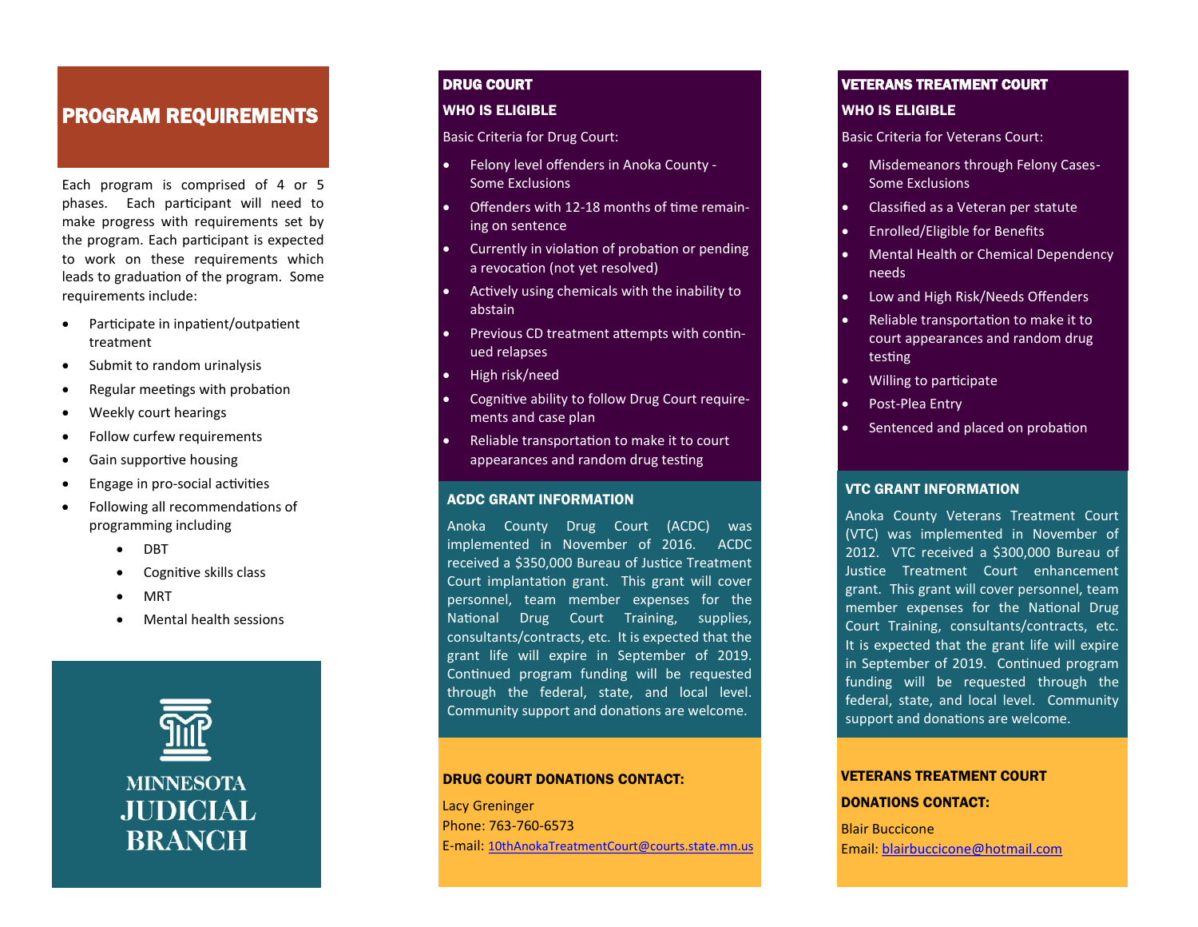## PROGRAM REQUIREMENTS

Each program is comprised of 4 or 5 phases. Each participant will need to make progress with requirements set by the program. Each participant is expected to work on these requirements which leads to graduation of the program. Some requirements include:

- Participate in inpatient/outpatient treatment
- Submit to random urinalysis
- Regular meetings with probation
- Weekly court hearings
- Follow curfew requirements
- Gain supportive housing
- Engage in pro-social activities
- Following all recommendations of programming including
    - DBT
    - Cognitive skills class
    - MRT
    - Mental health sessions

MINNESOTA
JUDICIAL
BRANCH

## DRUG COURT

### WHO IS ELIGIBLE

Basic Criteria for Drug Court:

- Felony level offenders in Anoka County - Some Exclusions
- Offenders with 12-18 months of time remaining on sentence
- Currently in violation of probation or pending a revocation (not yet resolved)
- Actively using chemicals with the inability to abstain
- Previous CD treatment attempts with continued relapses
- High risk/need
- Cognitive ability to follow Drug Court requirements and case plan
- Reliable transportation to make it to court appearances and random drug testing

### ACDC GRANT INFORMATION

Anoka County Drug Court (ACDC) was implemented in November of 2016. ACDC received a $350,000 Bureau of Justice Treatment Court implantation grant. This grant will cover personnel, team member expenses for the National Drug Court Training, supplies, consultants/contracts, etc. It is expected that the grant life will expire in September of 2019. Continued program funding will be requested through the federal, state, and local level. Community support and donations are welcome.

### DRUG COURT DONATIONS CONTACT:

Lacy Greninger
Phone: 763-760-6573
E-mail: 10thAnokaTreatmentCourt@courts.state.mn.us

## VETERANS TREATMENT COURT

### WHO IS ELIGIBLE

Basic Criteria for Veterans Court:

- Misdemeanors through Felony Cases- Some Exclusions
- Classified as a Veteran per statute
- Enrolled/Eligible for Benefits
- Mental Health or Chemical Dependency needs
- Low and High Risk/Needs Offenders
- Reliable transportation to make it to court appearances and random drug testing
- Willing to participate
- Post-Plea Entry
- Sentenced and placed on probation

### VTC GRANT INFORMATION

Anoka County Veterans Treatment Court (VTC) was implemented in November of 2012. VTC received a $300,000 Bureau of Justice Treatment Court enhancement grant. This grant will cover personnel, team member expenses for the National Drug Court Training, consultants/contracts, etc. It is expected that the grant life will expire in September of 2019. Continued program funding will be requested through the federal, state, and local level. Community support and donations are welcome.

### VETERANS TREATMENT COURT DONATIONS CONTACT:

Blair Buccicone
Email: blairbuccicone@hotmail.com